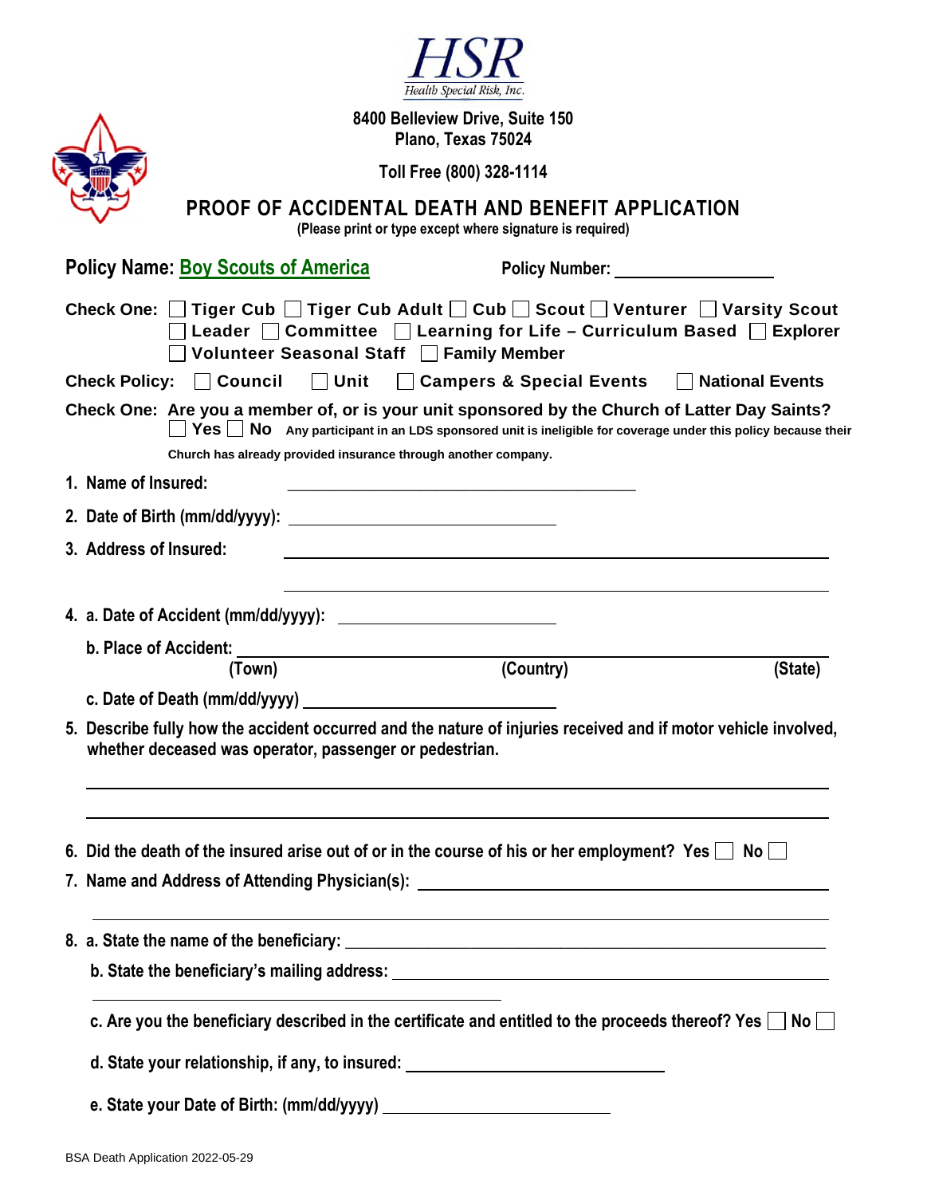**HSR**
*Health Special Risk, Inc.*

**8400 Belleview Drive, Suite 150**
**Plano, Texas 75024**

**Toll Free (800) 328-1114**

# PROOF OF ACCIDENTAL DEATH AND BENEFIT APPLICATION

**(Please print or type except where signature is required)**

**Policy Name: Boy Scouts of America** **Policy Number:** ____________________

**Check One:** ☐ Tiger Cub ☐ Tiger Cub Adult ☐ Cub ☐ Scout ☐ Venturer ☐ Varsity Scout ☐ Leader ☐ Committee ☐ Learning for Life – Curriculum Based ☐ Explorer ☐ Volunteer Seasonal Staff ☐ Family Member

**Check Policy:** ☐ Council ☐ Unit ☐ Campers & Special Events ☐ National Events

**Check One: Are you a member of, or is your unit sponsored by the Church of Latter Day Saints?**
☐ Yes ☐ No **Any participant in an LDS sponsored unit is ineligible for coverage under this policy because their Church has already provided insurance through another company.**

1. **Name of Insured:** ____________________________________________

2. **Date of Birth (mm/dd/yyyy):** ______________________________

3. **Address of Insured:** ____________________________________________
____________________________________________

4. a. **Date of Accident (mm/dd/yyyy):** ________________________

   b. **Place of Accident:** ____________________________________________
   (Town) (Country) (State)

   c. **Date of Death (mm/dd/yyyy)** ________________________

5. **Describe fully how the accident occurred and the nature of injuries received and if motor vehicle involved, whether deceased was operator, passenger or pedestrian.**
____________________________________________
____________________________________________

6. **Did the death of the insured arise out of or in the course of his or her employment?** Yes ☐ No ☐

7. **Name and Address of Attending Physician(s):** ____________________________________________
____________________________________________

8. a. **State the name of the beneficiary:** ____________________________________________

   b. **State the beneficiary's mailing address:** ____________________________________________
   ____________________________________________

   c. **Are you the beneficiary described in the certificate and entitled to the proceeds thereof?** Yes ☐ No ☐

   d. **State your relationship, if any, to insured:** ______________________________

   e. **State your Date of Birth: (mm/dd/yyyy)** ________________________

BSA Death Application 2022-05-29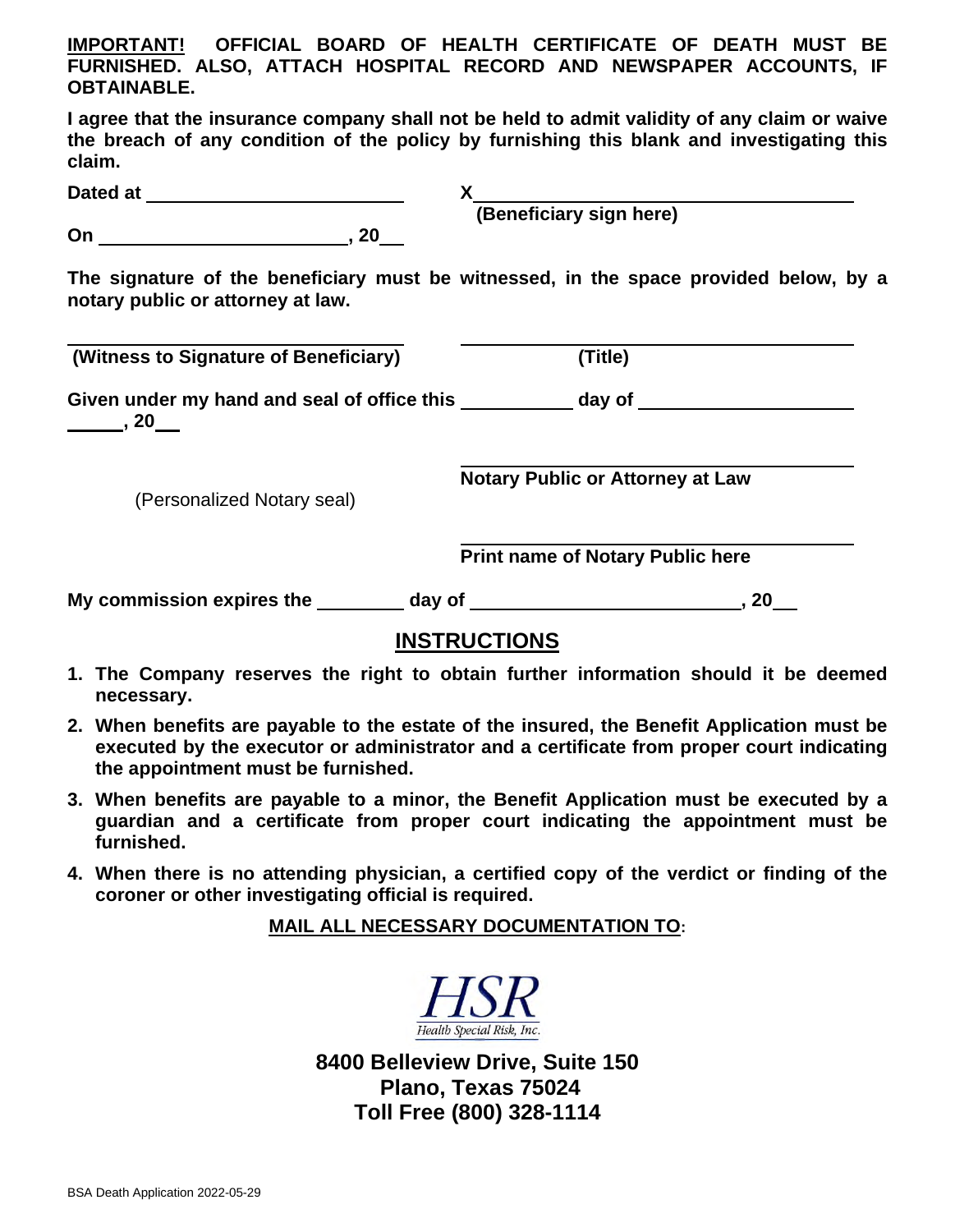**IMPORTANT! OFFICIAL BOARD OF HEALTH CERTIFICATE OF DEATH MUST BE FURNISHED. ALSO, ATTACH HOSPITAL RECORD AND NEWSPAPER ACCOUNTS, IF OBTAINABLE.**

**I agree that the insurance company shall not be held to admit validity of any claim or waive the breach of any condition of the policy by furnishing this blank and investigating this claim.**

**Dated at** ______________________ **X**______________________________
**(Beneficiary sign here)**

**On** ______________________, **20**___

**The signature of the beneficiary must be witnessed, in the space provided below, by a notary public or attorney at law.**

______________________________ ______________________________
**(Witness to Signature of Beneficiary)** **(Title)**

**Given under my hand and seal of office this** __________ **day of** __________________ ______, **20**___

______________________________
**Notary Public or Attorney at Law**

(Personalized Notary seal)

______________________________
**Print name of Notary Public here**

**My commission expires the** ________ **day of** ______________________, **20**___

## INSTRUCTIONS

1. **The Company reserves the right to obtain further information should it be deemed necessary.**
2. **When benefits are payable to the estate of the insured, the Benefit Application must be executed by the executor or administrator and a certificate from proper court indicating the appointment must be furnished.**
3. **When benefits are payable to a minor, the Benefit Application must be executed by a guardian and a certificate from proper court indicating the appointment must be furnished.**
4. **When there is no attending physician, a certified copy of the verdict or finding of the coroner or other investigating official is required.**

**MAIL ALL NECESSARY DOCUMENTATION TO:**

HSR
Health Special Risk, Inc.

**8400 Belleview Drive, Suite 150**
**Plano, Texas 75024**
**Toll Free (800) 328-1114**

BSA Death Application 2022-05-29